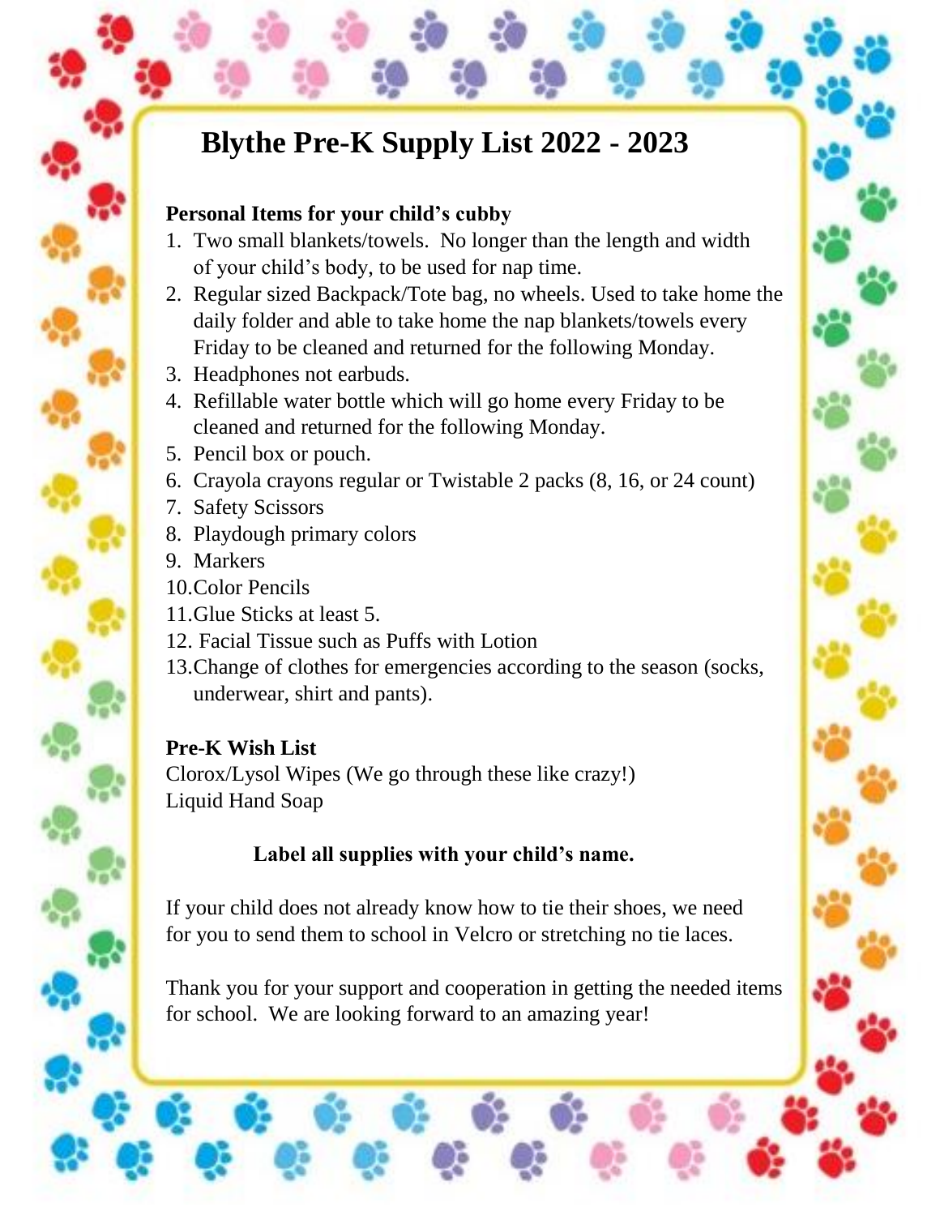# Blythe Pre-K Supply List 2022 - 2023

**Personal Items for your child's cubby**

1. Two small blankets/towels. No longer than the length and width of your child's body, to be used for nap time.
2. Regular sized Backpack/Tote bag, no wheels. Used to take home the daily folder and able to take home the nap blankets/towels every Friday to be cleaned and returned for the following Monday.
3. Headphones not earbuds.
4. Refillable water bottle which will go home every Friday to be cleaned and returned for the following Monday.
5. Pencil box or pouch.
6. Crayola crayons regular or Twistable 2 packs (8, 16, or 24 count)
7. Safety Scissors
8. Playdough primary colors
9. Markers
10. Color Pencils
11. Glue Sticks at least 5.
12. Facial Tissue such as Puffs with Lotion
13. Change of clothes for emergencies according to the season (socks, underwear, shirt and pants).

**Pre-K Wish List**

Clorox/Lysol Wipes (We go through these like crazy!)
Liquid Hand Soap

**Label all supplies with your child's name.**

If your child does not already know how to tie their shoes, we need for you to send them to school in Velcro or stretching no tie laces.

Thank you for your support and cooperation in getting the needed items for school. We are looking forward to an amazing year!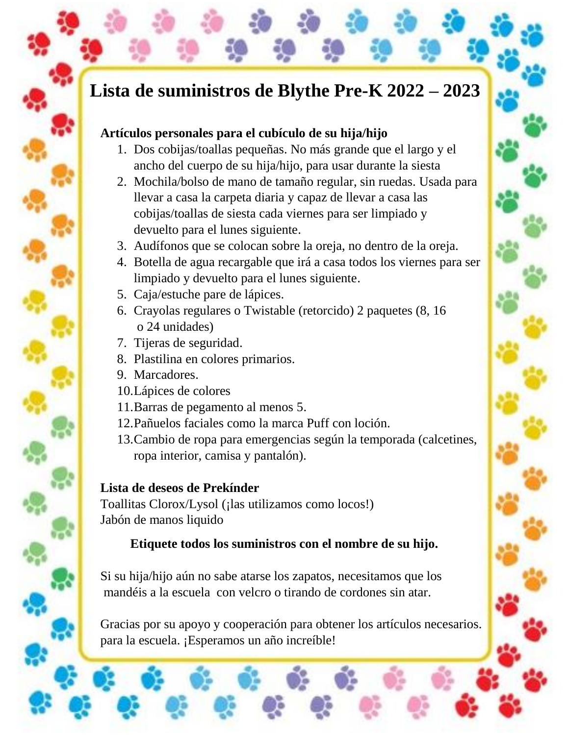# Lista de suministros de Blythe Pre-K 2022 – 2023

**Artículos personales para el cubículo de su hija/hijo**

1. Dos cobijas/toallas pequeñas. No más grande que el largo y el ancho del cuerpo de su hija/hijo, para usar durante la siesta
2. Mochila/bolso de mano de tamaño regular, sin ruedas. Usada para llevar a casa la carpeta diaria y capaz de llevar a casa las cobijas/toallas de siesta cada viernes para ser limpiado y devuelto para el lunes siguiente.
3. Audífonos que se colocan sobre la oreja, no dentro de la oreja.
4. Botella de agua recargable que irá a casa todos los viernes para ser limpiado y devuelto para el lunes siguiente.
5. Caja/estuche pare de lápices.
6. Crayolas regulares o Twistable (retorcido) 2 paquetes (8, 16 o 24 unidades)
7. Tijeras de seguridad.
8. Plastilina en colores primarios.
9. Marcadores.
10. Lápices de colores
11. Barras de pegamento al menos 5.
12. Pañuelos faciales como la marca Puff con loción.
13. Cambio de ropa para emergencias según la temporada (calcetines, ropa interior, camisa y pantalón).

**Lista de deseos de Prekínder**

Toallitas Clorox/Lysol (¡las utilizamos como locos!)
Jabón de manos liquido

**Etiquete todos los suministros con el nombre de su hijo.**

Si su hija/hijo aún no sabe atarse los zapatos, necesitamos que los mandéis a la escuela con velcro o tirando de cordones sin atar.

Gracias por su apoyo y cooperación para obtener los artículos necesarios. para la escuela. ¡Esperamos un año increíble!